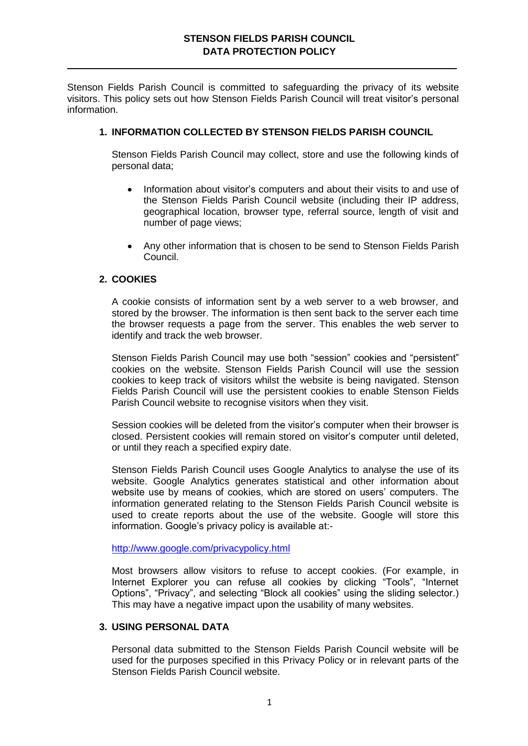# STENSON FIELDS PARISH COUNCIL
# DATA PROTECTION POLICY

---

Stenson Fields Parish Council is committed to safeguarding the privacy of its website visitors. This policy sets out how Stenson Fields Parish Council will treat visitor's personal information.

## 1. INFORMATION COLLECTED BY STENSON FIELDS PARISH COUNCIL

Stenson Fields Parish Council may collect, store and use the following kinds of personal data;

- Information about visitor's computers and about their visits to and use of the Stenson Fields Parish Council website (including their IP address, geographical location, browser type, referral source, length of visit and number of page views;
- Any other information that is chosen to be send to Stenson Fields Parish Council.

## 2. COOKIES

A cookie consists of information sent by a web server to a web browser, and stored by the browser. The information is then sent back to the server each time the browser requests a page from the server. This enables the web server to identify and track the web browser.

Stenson Fields Parish Council may use both "session" cookies and "persistent" cookies on the website. Stenson Fields Parish Council will use the session cookies to keep track of visitors whilst the website is being navigated. Stenson Fields Parish Council will use the persistent cookies to enable Stenson Fields Parish Council website to recognise visitors when they visit.

Session cookies will be deleted from the visitor's computer when their browser is closed. Persistent cookies will remain stored on visitor's computer until deleted, or until they reach a specified expiry date.

Stenson Fields Parish Council uses Google Analytics to analyse the use of its website. Google Analytics generates statistical and other information about website use by means of cookies, which are stored on users' computers. The information generated relating to the Stenson Fields Parish Council website is used to create reports about the use of the website. Google will store this information. Google's privacy policy is available at:-

http://www.google.com/privacypolicy.html

Most browsers allow visitors to refuse to accept cookies. (For example, in Internet Explorer you can refuse all cookies by clicking "Tools", "Internet Options", "Privacy", and selecting "Block all cookies" using the sliding selector.) This may have a negative impact upon the usability of many websites.

## 3. USING PERSONAL DATA

Personal data submitted to the Stenson Fields Parish Council website will be used for the purposes specified in this Privacy Policy or in relevant parts of the Stenson Fields Parish Council website.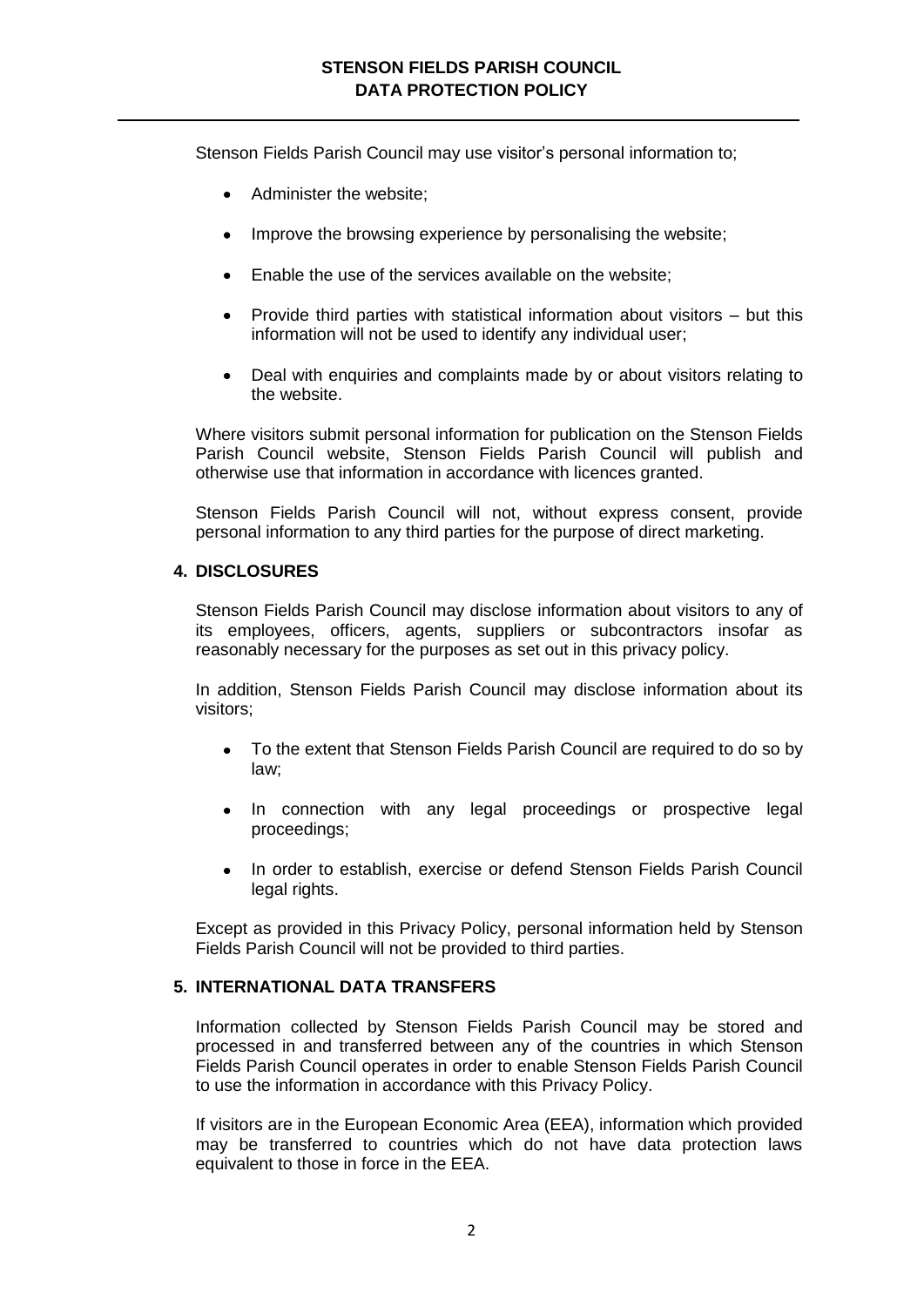Stenson Fields Parish Council may use visitor's personal information to;

- Administer the website;
- Improve the browsing experience by personalising the website;
- Enable the use of the services available on the website;
- Provide third parties with statistical information about visitors – but this information will not be used to identify any individual user;
- Deal with enquiries and complaints made by or about visitors relating to the website.

Where visitors submit personal information for publication on the Stenson Fields Parish Council website, Stenson Fields Parish Council will publish and otherwise use that information in accordance with licences granted.

Stenson Fields Parish Council will not, without express consent, provide personal information to any third parties for the purpose of direct marketing.

## 4. DISCLOSURES

Stenson Fields Parish Council may disclose information about visitors to any of its employees, officers, agents, suppliers or subcontractors insofar as reasonably necessary for the purposes as set out in this privacy policy.

In addition, Stenson Fields Parish Council may disclose information about its visitors;

- To the extent that Stenson Fields Parish Council are required to do so by law;
- In connection with any legal proceedings or prospective legal proceedings;
- In order to establish, exercise or defend Stenson Fields Parish Council legal rights.

Except as provided in this Privacy Policy, personal information held by Stenson Fields Parish Council will not be provided to third parties.

## 5. INTERNATIONAL DATA TRANSFERS

Information collected by Stenson Fields Parish Council may be stored and processed in and transferred between any of the countries in which Stenson Fields Parish Council operates in order to enable Stenson Fields Parish Council to use the information in accordance with this Privacy Policy.

If visitors are in the European Economic Area (EEA), information which provided may be transferred to countries which do not have data protection laws equivalent to those in force in the EEA.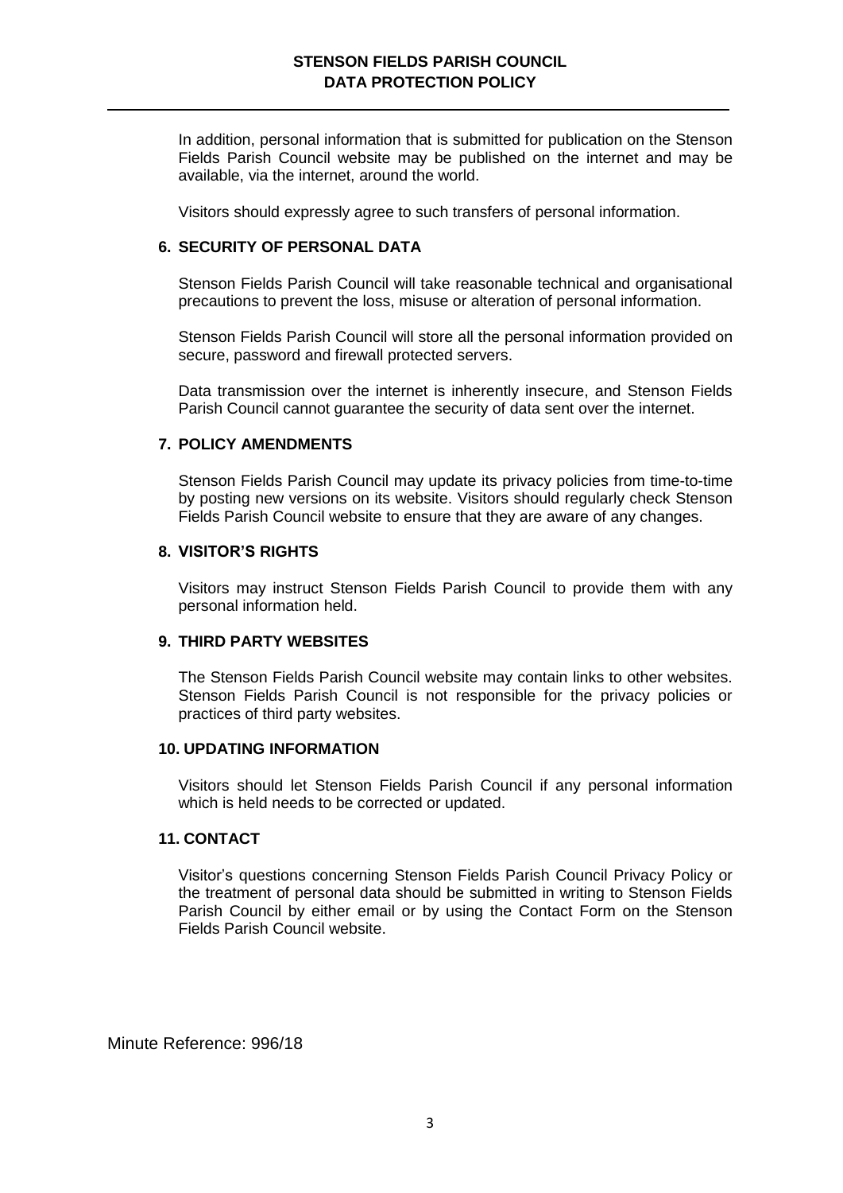In addition, personal information that is submitted for publication on the Stenson Fields Parish Council website may be published on the internet and may be available, via the internet, around the world.

Visitors should expressly agree to such transfers of personal information.

## 6. SECURITY OF PERSONAL DATA

Stenson Fields Parish Council will take reasonable technical and organisational precautions to prevent the loss, misuse or alteration of personal information.

Stenson Fields Parish Council will store all the personal information provided on secure, password and firewall protected servers.

Data transmission over the internet is inherently insecure, and Stenson Fields Parish Council cannot guarantee the security of data sent over the internet.

## 7. POLICY AMENDMENTS

Stenson Fields Parish Council may update its privacy policies from time-to-time by posting new versions on its website. Visitors should regularly check Stenson Fields Parish Council website to ensure that they are aware of any changes.

## 8. VISITOR'S RIGHTS

Visitors may instruct Stenson Fields Parish Council to provide them with any personal information held.

## 9. THIRD PARTY WEBSITES

The Stenson Fields Parish Council website may contain links to other websites. Stenson Fields Parish Council is not responsible for the privacy policies or practices of third party websites.

## 10. UPDATING INFORMATION

Visitors should let Stenson Fields Parish Council if any personal information which is held needs to be corrected or updated.

## 11. CONTACT

Visitor's questions concerning Stenson Fields Parish Council Privacy Policy or the treatment of personal data should be submitted in writing to Stenson Fields Parish Council by either email or by using the Contact Form on the Stenson Fields Parish Council website.

Minute Reference: 996/18